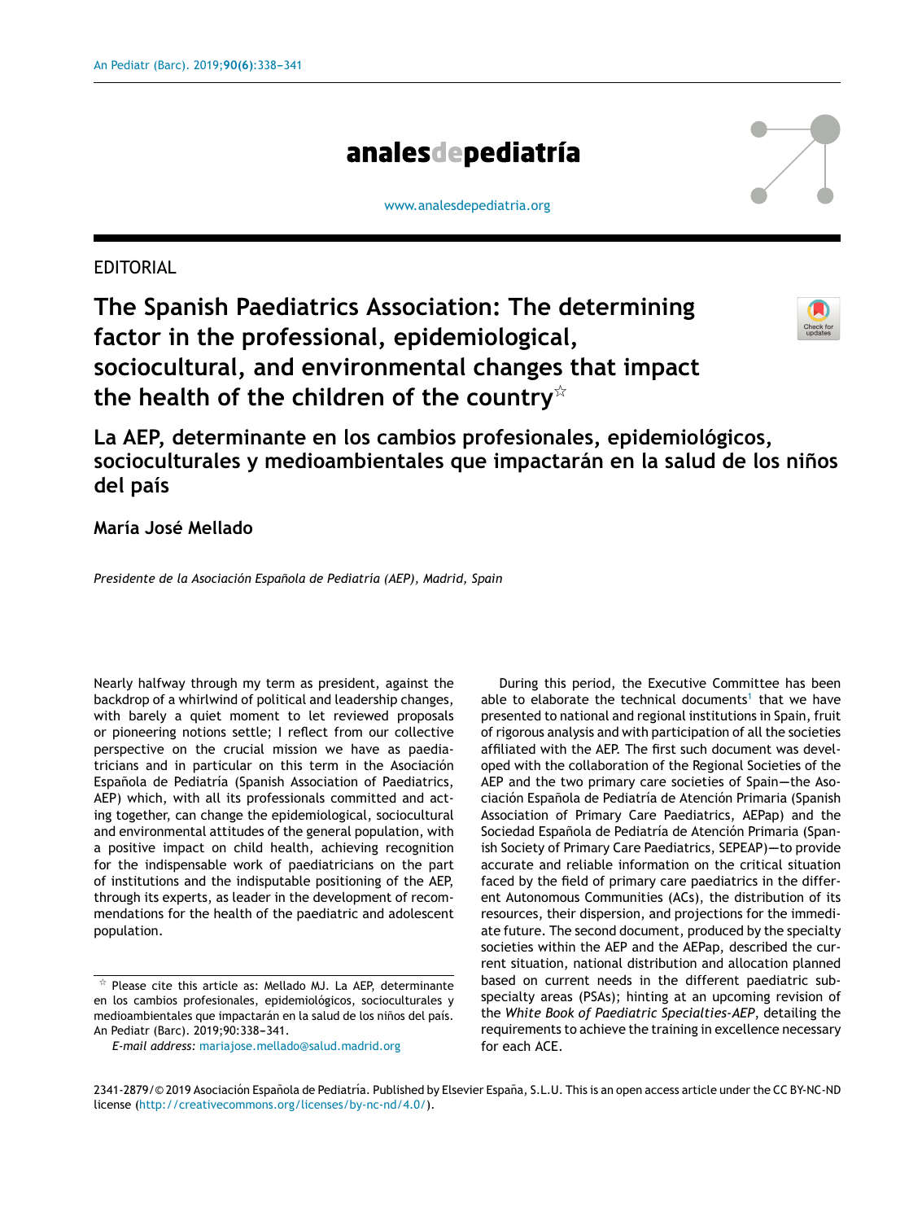EDITORIAL

# The Spanish Paediatrics Association: The determining factor in the professional, epidemiological, sociocultural, and environmental changes that impact the health of the children of the country☆

## La AEP, determinante en los cambios profesionales, epidemiológicos, socioculturales y medioambientales que impactarán en la salud de los niños del país

**María José Mellado**

*Presidente de la Asociación Española de Pediatría (AEP), Madrid, Spain*

Nearly halfway through my term as president, against the backdrop of a whirlwind of political and leadership changes, with barely a quiet moment to let reviewed proposals or pioneering notions settle; I reflect from our collective perspective on the crucial mission we have as paediatricians and in particular on this term in the Asociación Española de Pediatría (Spanish Association of Paediatrics, AEP) which, with all its professionals committed and acting together, can change the epidemiological, sociocultural and environmental attitudes of the general population, with a positive impact on child health, achieving recognition for the indispensable work of paediatricians on the part of institutions and the indisputable positioning of the AEP, through its experts, as leader in the development of recommendations for the health of the paediatric and adolescent population.

During this period, the Executive Committee has been able to elaborate the technical documents[1] that we have presented to national and regional institutions in Spain, fruit of rigorous analysis and with participation of all the societies affiliated with the AEP. The first such document was developed with the collaboration of the Regional Societies of the AEP and the two primary care societies of Spain—the Asociación Española de Pediatría de Atención Primaria (Spanish Association of Primary Care Paediatrics, AEPap) and the Sociedad Española de Pediatría de Atención Primaria (Spanish Society of Primary Care Paediatrics, SEPEAP)—to provide accurate and reliable information on the critical situation faced by the field of primary care paediatrics in the different Autonomous Communities (ACs), the distribution of its resources, their dispersion, and projections for the immediate future. The second document, produced by the specialty societies within the AEP and the AEPap, described the current situation, national distribution and allocation planned based on current needs in the different paediatric subspecialty areas (PSAs); hinting at an upcoming revision of the *White Book of Paediatric Specialties-AEP*, detailing the requirements to achieve the training in excellence necessary for each ACE.

☆ Please cite this article as: Mellado MJ. La AEP, determinante en los cambios profesionales, epidemiológicos, socioculturales y medioambientales que impactarán en la salud de los niños del país. An Pediatr (Barc). 2019;90:338–341.

*E-mail address:* mariajose.mellado@salud.madrid.org

2341-2879/© 2019 Asociación Española de Pediatría. Published by Elsevier España, S.L.U. This is an open access article under the CC BY-NC-ND license (http://creativecommons.org/licenses/by-nc-nd/4.0/).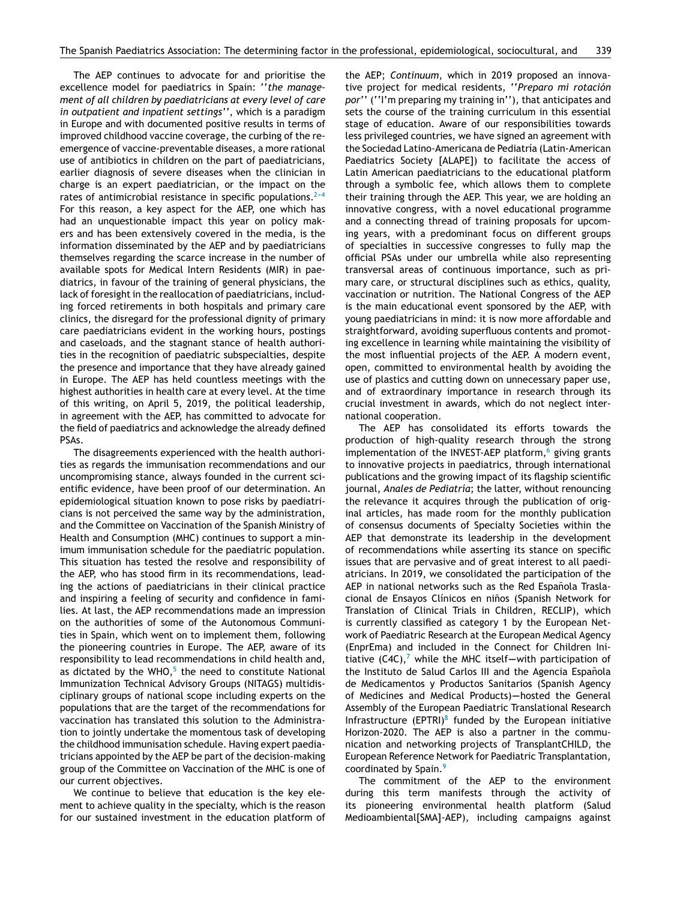The AEP continues to advocate for and prioritise the excellence model for paediatrics in Spain: ''*the management of all children by paediatricians at every level of care in outpatient and inpatient settings*'', which is a paradigm in Europe and with documented positive results in terms of improved childhood vaccine coverage, the curbing of the re-emergence of vaccine-preventable diseases, a more rational use of antibiotics in children on the part of paediatricians, earlier diagnosis of severe diseases when the clinician in charge is an expert paediatrician, or the impact on the rates of antimicrobial resistance in specific populations.[2–4] For this reason, a key aspect for the AEP, one which has had an unquestionable impact this year on policy makers and has been extensively covered in the media, is the information disseminated by the AEP and by paediatricians themselves regarding the scarce increase in the number of available spots for Medical Intern Residents (MIR) in paediatrics, in favour of the training of general physicians, the lack of foresight in the reallocation of paediatricians, including forced retirements in both hospitals and primary care clinics, the disregard for the professional dignity of primary care paediatricians evident in the working hours, postings and caseloads, and the stagnant stance of health authorities in the recognition of paediatric subspecialties, despite the presence and importance that they have already gained in Europe. The AEP has held countless meetings with the highest authorities in health care at every level. At the time of this writing, on April 5, 2019, the political leadership, in agreement with the AEP, has committed to advocate for the field of paediatrics and acknowledge the already defined PSAs.

The disagreements experienced with the health authorities as regards the immunisation recommendations and our uncompromising stance, always founded in the current scientific evidence, have been proof of our determination. An epidemiological situation known to pose risks by paediatricians is not perceived the same way by the administration, and the Committee on Vaccination of the Spanish Ministry of Health and Consumption (MHC) continues to support a minimum immunisation schedule for the paediatric population. This situation has tested the resolve and responsibility of the AEP, who has stood firm in its recommendations, leading the actions of paediatricians in their clinical practice and inspiring a feeling of security and confidence in families. At last, the AEP recommendations made an impression on the authorities of some of the Autonomous Communities in Spain, which went on to implement them, following the pioneering countries in Europe. The AEP, aware of its responsibility to lead recommendations in child health and, as dictated by the WHO,[5] the need to constitute National Immunization Technical Advisory Groups (NITAGS) multidisciplinary groups of national scope including experts on the populations that are the target of the recommendations for vaccination has translated this solution to the Administration to jointly undertake the momentous task of developing the childhood immunisation schedule. Having expert paediatricians appointed by the AEP be part of the decision-making group of the Committee on Vaccination of the MHC is one of our current objectives.

We continue to believe that education is the key element to achieve quality in the specialty, which is the reason for our sustained investment in the education platform of the AEP; *Continuum*, which in 2019 proposed an innovative project for medical residents, ''*Preparo mi rotación por*'' (''I'm preparing my training in''), that anticipates and sets the course of the training curriculum in this essential stage of education. Aware of our responsibilities towards less privileged countries, we have signed an agreement with the Sociedad Latino-Americana de Pediatría (Latin-American Paediatrics Society [ALAPE]) to facilitate the access of Latin American paediatricians to the educational platform through a symbolic fee, which allows them to complete their training through the AEP. This year, we are holding an innovative congress, with a novel educational programme and a connecting thread of training proposals for upcoming years, with a predominant focus on different groups of specialties in successive congresses to fully map the official PSAs under our umbrella while also representing transversal areas of continuous importance, such as primary care, or structural disciplines such as ethics, quality, vaccination or nutrition. The National Congress of the AEP is the main educational event sponsored by the AEP, with young paediatricians in mind: it is now more affordable and straightforward, avoiding superfluous contents and promoting excellence in learning while maintaining the visibility of the most influential projects of the AEP. A modern event, open, committed to environmental health by avoiding the use of plastics and cutting down on unnecessary paper use, and of extraordinary importance in research through its crucial investment in awards, which do not neglect international cooperation.

The AEP has consolidated its efforts towards the production of high-quality research through the strong implementation of the INVEST-AEP platform,[6] giving grants to innovative projects in paediatrics, through international publications and the growing impact of its flagship scientific journal, *Anales de Pediatría*; the latter, without renouncing the relevance it acquires through the publication of original articles, has made room for the monthly publication of consensus documents of Specialty Societies within the AEP that demonstrate its leadership in the development of recommendations while asserting its stance on specific issues that are pervasive and of great interest to all paediatricians. In 2019, we consolidated the participation of the AEP in national networks such as the Red Española Traslacional de Ensayos Clínicos en niños (Spanish Network for Translation of Clinical Trials in Children, RECLIP), which is currently classified as category 1 by the European Network of Paediatric Research at the European Medical Agency (EnprEma) and included in the Connect for Children Initiative (C4C),[7] while the MHC itself—with participation of the Instituto de Salud Carlos III and the Agencia Española de Medicamentos y Productos Sanitarios (Spanish Agency of Medicines and Medical Products)—hosted the General Assembly of the European Paediatric Translational Research Infrastructure (EPTRI)[8] funded by the European initiative Horizon-2020. The AEP is also a partner in the communication and networking projects of TransplantCHILD, the European Reference Network for Paediatric Transplantation, coordinated by Spain.[9]

The commitment of the AEP to the environment during this term manifests through the activity of its pioneering environmental health platform (Salud Medioambiental[SMA]-AEP), including campaigns against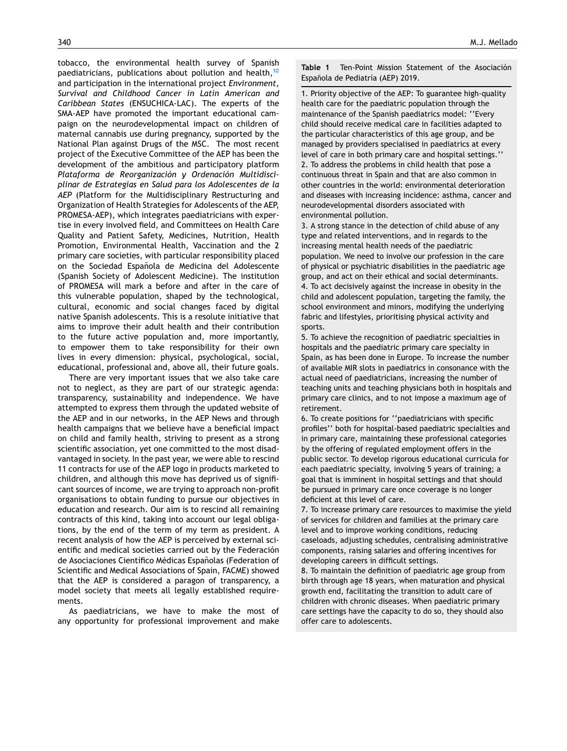tobacco, the environmental health survey of Spanish paediatricians, publications about pollution and health,[10] and participation in the international project *Environment, Survival and Childhood Cancer in Latin American and Caribbean States* (ENSUCHICA-LAC). The experts of the SMA-AEP have promoted the important educational campaign on the neurodevelopmental impact on children of maternal cannabis use during pregnancy, supported by the National Plan against Drugs of the MSC. The most recent project of the Executive Committee of the AEP has been the development of the ambitious and participatory platform *Plataforma de Reorganización y Ordenación Multidisciplinar de Estrategias en Salud para los Adolescentes de la AEP* (Platform for the Multidisciplinary Restructuring and Organization of Health Strategies for Adolescents of the AEP, PROMESA-AEP), which integrates paediatricians with expertise in every involved field, and Committees on Health Care Quality and Patient Safety, Medicines, Nutrition, Health Promotion, Environmental Health, Vaccination and the 2 primary care societies, with particular responsibility placed on the Sociedad Española de Medicina del Adolescente (Spanish Society of Adolescent Medicine). The institution of PROMESA will mark a before and after in the care of this vulnerable population, shaped by the technological, cultural, economic and social changes faced by digital native Spanish adolescents. This is a resolute initiative that aims to improve their adult health and their contribution to the future active population and, more importantly, to empower them to take responsibility for their own lives in every dimension: physical, psychological, social, educational, professional and, above all, their future goals.

There are very important issues that we also take care not to neglect, as they are part of our strategic agenda: transparency, sustainability and independence. We have attempted to express them through the updated website of the AEP and in our networks, in the AEP News and through health campaigns that we believe have a beneficial impact on child and family health, striving to present as a strong scientific association, yet one committed to the most disadvantaged in society. In the past year, we were able to rescind 11 contracts for use of the AEP logo in products marketed to children, and although this move has deprived us of significant sources of income, we are trying to approach non-profit organisations to obtain funding to pursue our objectives in education and research. Our aim is to rescind all remaining contracts of this kind, taking into account our legal obligations, by the end of the term of my term as president. A recent analysis of how the AEP is perceived by external scientific and medical societies carried out by the Federación de Asociaciones Científico Médicas Españolas (Federation of Scientific and Medical Associations of Spain, FACME) showed that the AEP is considered a paragon of transparency, a model society that meets all legally established requirements.

As paediatricians, we have to make the most of any opportunity for professional improvement and make

**Table 1** Ten-Point Mission Statement of the Asociación Española de Pediatría (AEP) 2019.

1. Priority objective of the AEP: To guarantee high-quality health care for the paediatric population through the maintenance of the Spanish paediatrics model: ''Every child should receive medical care in facilities adapted to the particular characteristics of this age group, and be managed by providers specialised in paediatrics at every level of care in both primary care and hospital settings.''
2. To address the problems in child health that pose a continuous threat in Spain and that are also common in other countries in the world: environmental deterioration and diseases with increasing incidence: asthma, cancer and neurodevelopmental disorders associated with environmental pollution.
3. A strong stance in the detection of child abuse of any type and related interventions, and in regards to the increasing mental health needs of the paediatric population. We need to involve our profession in the care of physical or psychiatric disabilities in the paediatric age group, and act on their ethical and social determinants.
4. To act decisively against the increase in obesity in the child and adolescent population, targeting the family, the school environment and minors, modifying the underlying fabric and lifestyles, prioritising physical activity and sports.
5. To achieve the recognition of paediatric specialties in hospitals and the paediatric primary care specialty in Spain, as has been done in Europe. To increase the number of available MIR slots in paediatrics in consonance with the actual need of paediatricians, increasing the number of teaching units and teaching physicians both in hospitals and primary care clinics, and to not impose a maximum age of retirement.
6. To create positions for ''paediatricians with specific profiles'' both for hospital-based paediatric specialties and in primary care, maintaining these professional categories by the offering of regulated employment offers in the public sector. To develop rigorous educational curricula for each paediatric specialty, involving 5 years of training; a goal that is imminent in hospital settings and that should be pursued in primary care once coverage is no longer deficient at this level of care.
7. To increase primary care resources to maximise the yield of services for children and families at the primary care level and to improve working conditions, reducing caseloads, adjusting schedules, centralising administrative components, raising salaries and offering incentives for developing careers in difficult settings.
8. To maintain the definition of paediatric age group from birth through age 18 years, when maturation and physical growth end, facilitating the transition to adult care of children with chronic diseases. When paediatric primary care settings have the capacity to do so, they should also offer care to adolescents.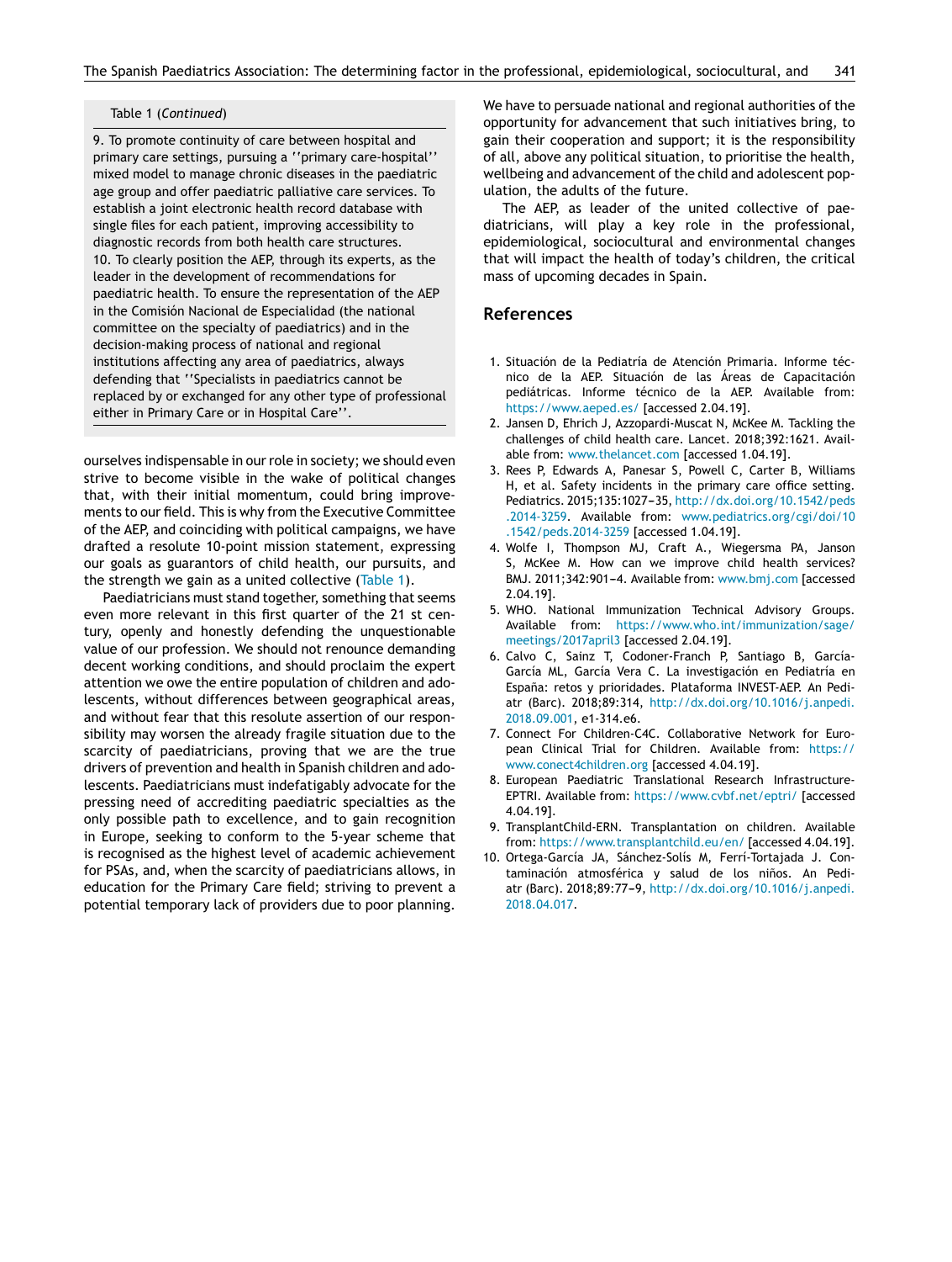Table 1 (*Continued*)

9. To promote continuity of care between hospital and primary care settings, pursuing a ''primary care-hospital'' mixed model to manage chronic diseases in the paediatric age group and offer paediatric palliative care services. To establish a joint electronic health record database with single files for each patient, improving accessibility to diagnostic records from both health care structures.
10. To clearly position the AEP, through its experts, as the leader in the development of recommendations for paediatric health. To ensure the representation of the AEP in the Comisión Nacional de Especialidad (the national committee on the specialty of paediatrics) and in the decision-making process of national and regional institutions affecting any area of paediatrics, always defending that ''Specialists in paediatrics cannot be replaced by or exchanged for any other type of professional either in Primary Care or in Hospital Care''.

ourselves indispensable in our role in society; we should even strive to become visible in the wake of political changes that, with their initial momentum, could bring improvements to our field. This is why from the Executive Committee of the AEP, and coinciding with political campaigns, we have drafted a resolute 10-point mission statement, expressing our goals as guarantors of child health, our pursuits, and the strength we gain as a united collective (Table 1).

Paediatricians must stand together, something that seems even more relevant in this first quarter of the 21 st century, openly and honestly defending the unquestionable value of our profession. We should not renounce demanding decent working conditions, and should proclaim the expert attention we owe the entire population of children and adolescents, without differences between geographical areas, and without fear that this resolute assertion of our responsibility may worsen the already fragile situation due to the scarcity of paediatricians, proving that we are the true drivers of prevention and health in Spanish children and adolescents. Paediatricians must indefatigably advocate for the pressing need of accrediting paediatric specialties as the only possible path to excellence, and to gain recognition in Europe, seeking to conform to the 5-year scheme that is recognised as the highest level of academic achievement for PSAs, and, when the scarcity of paediatricians allows, in education for the Primary Care field; striving to prevent a potential temporary lack of providers due to poor planning. We have to persuade national and regional authorities of the opportunity for advancement that such initiatives bring, to gain their cooperation and support; it is the responsibility of all, above any political situation, to prioritise the health, wellbeing and advancement of the child and adolescent population, the adults of the future.

The AEP, as leader of the united collective of paediatricians, will play a key role in the professional, epidemiological, sociocultural and environmental changes that will impact the health of today's children, the critical mass of upcoming decades in Spain.

## References

1. Situación de la Pediatría de Atención Primaria. Informe técnico de la AEP. Situación de las Áreas de Capacitación pediátricas. Informe técnico de la AEP. Available from: https://www.aeped.es/ [accessed 2.04.19].
2. Jansen D, Ehrich J, Azzopardi-Muscat N, McKee M. Tackling the challenges of child health care. Lancet. 2018;392:1621. Available from: www.thelancet.com [accessed 1.04.19].
3. Rees P, Edwards A, Panesar S, Powell C, Carter B, Williams H, et al. Safety incidents in the primary care office setting. Pediatrics. 2015;135:1027–35, http://dx.doi.org/10.1542/peds.2014-3259. Available from: www.pediatrics.org/cgi/doi/10.1542/peds.2014-3259 [accessed 1.04.19].
4. Wolfe I, Thompson MJ, Craft A., Wiegersma PA, Janson S, McKee M. How can we improve child health services? BMJ. 2011;342:901–4. Available from: www.bmj.com [accessed 2.04.19].
5. WHO. National Immunization Technical Advisory Groups. Available from: https://www.who.int/immunization/sage/meetings/2017april3 [accessed 2.04.19].
6. Calvo C, Sainz T, Codoner-Franch P, Santiago B, García-García ML, García Vera C. La investigación en Pediatría en España: retos y prioridades. Plataforma INVEST-AEP. An Pediatr (Barc). 2018;89:314, http://dx.doi.org/10.1016/j.anpedi.2018.09.001, e1-314.e6.
7. Connect For Children-C4C. Collaborative Network for European Clinical Trial for Children. Available from: https://www.conect4children.org [accessed 4.04.19].
8. European Paediatric Translational Research Infrastructure-EPTRI. Available from: https://www.cvbf.net/eptri/ [accessed 4.04.19].
9. TransplantChild-ERN. Transplantation on children. Available from: https://www.transplantchild.eu/en/ [accessed 4.04.19].
10. Ortega-García JA, Sánchez-Solís M, Ferrí-Tortajada J. Contaminación atmosférica y salud de los niños. An Pediatr (Barc). 2018;89:77–9, http://dx.doi.org/10.1016/j.anpedi.2018.04.017.